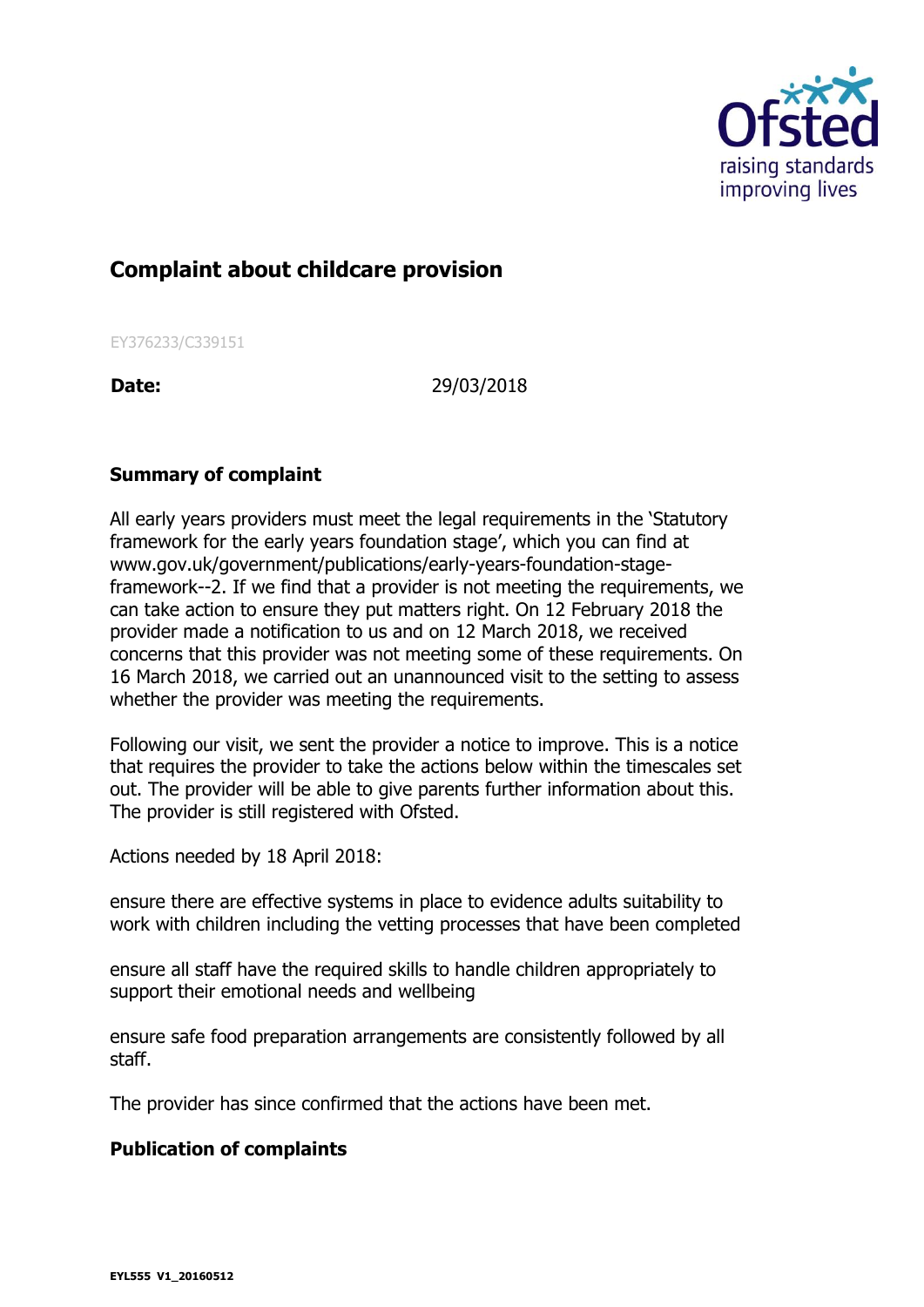## Complaint about childcare provision

EY376233/C339151

**Date:** 29/03/2018

### Summary of complaint

All early years providers must meet the legal requirements in the 'Statutory framework for the early years foundation stage', which you can find at www.gov.uk/government/publications/early-years-foundation-stage-framework--2. If we find that a provider is not meeting the requirements, we can take action to ensure they put matters right. On 12 February 2018 the provider made a notification to us and on 12 March 2018, we received concerns that this provider was not meeting some of these requirements. On 16 March 2018, we carried out an unannounced visit to the setting to assess whether the provider was meeting the requirements.

Following our visit, we sent the provider a notice to improve. This is a notice that requires the provider to take the actions below within the timescales set out. The provider will be able to give parents further information about this. The provider is still registered with Ofsted.

Actions needed by 18 April 2018:

ensure there are effective systems in place to evidence adults suitability to work with children including the vetting processes that have been completed

ensure all staff have the required skills to handle children appropriately to support their emotional needs and wellbeing

ensure safe food preparation arrangements are consistently followed by all staff.

The provider has since confirmed that the actions have been met.

### Publication of complaints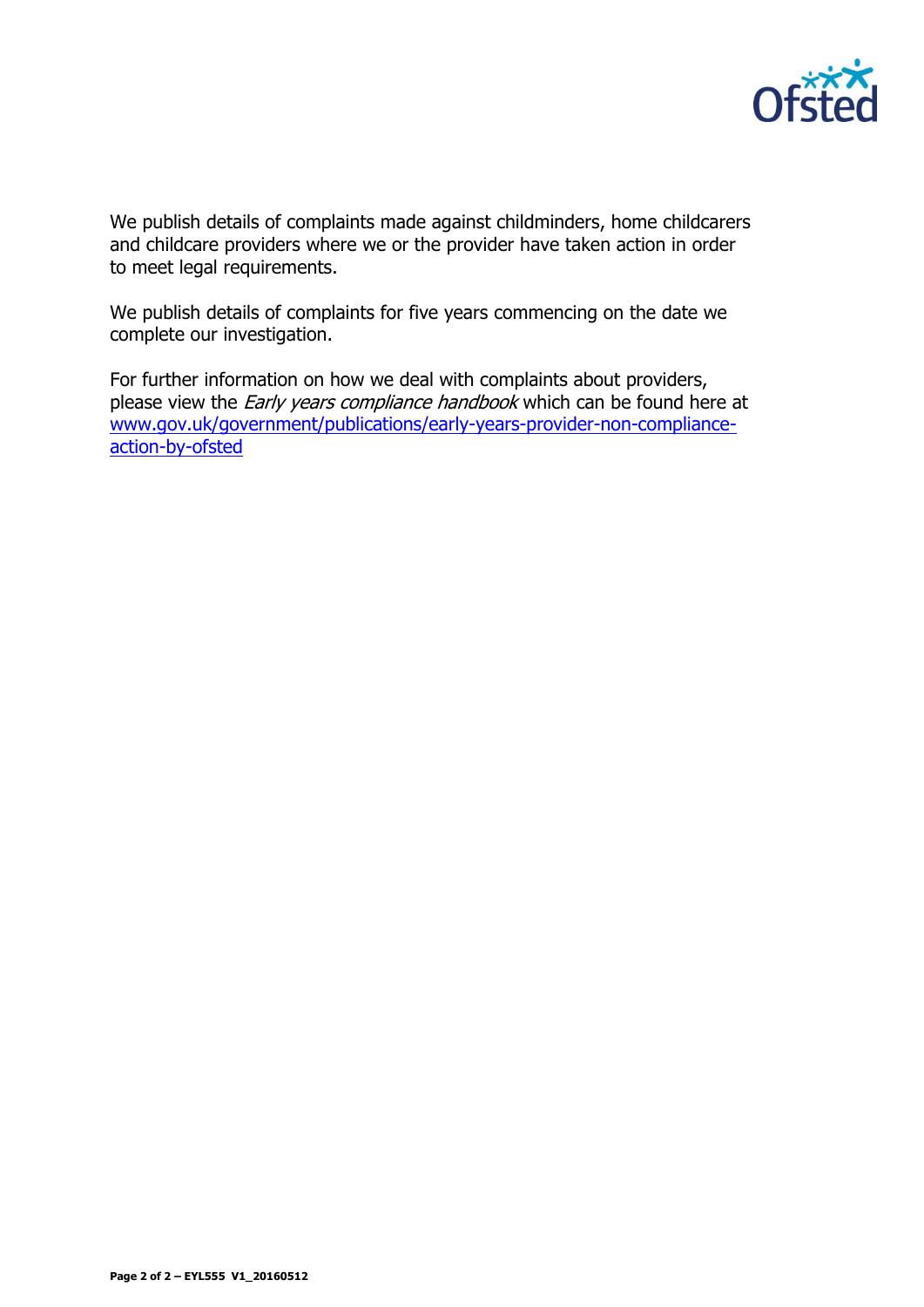We publish details of complaints made against childminders, home childcarers and childcare providers where we or the provider have taken action in order to meet legal requirements.

We publish details of complaints for five years commencing on the date we complete our investigation.

For further information on how we deal with complaints about providers, please view the *Early years compliance handbook* which can be found here at [www.gov.uk/government/publications/early-years-provider-non-compliance-action-by-ofsted](http://www.gov.uk/government/publications/early-years-provider-non-compliance-action-by-ofsted)